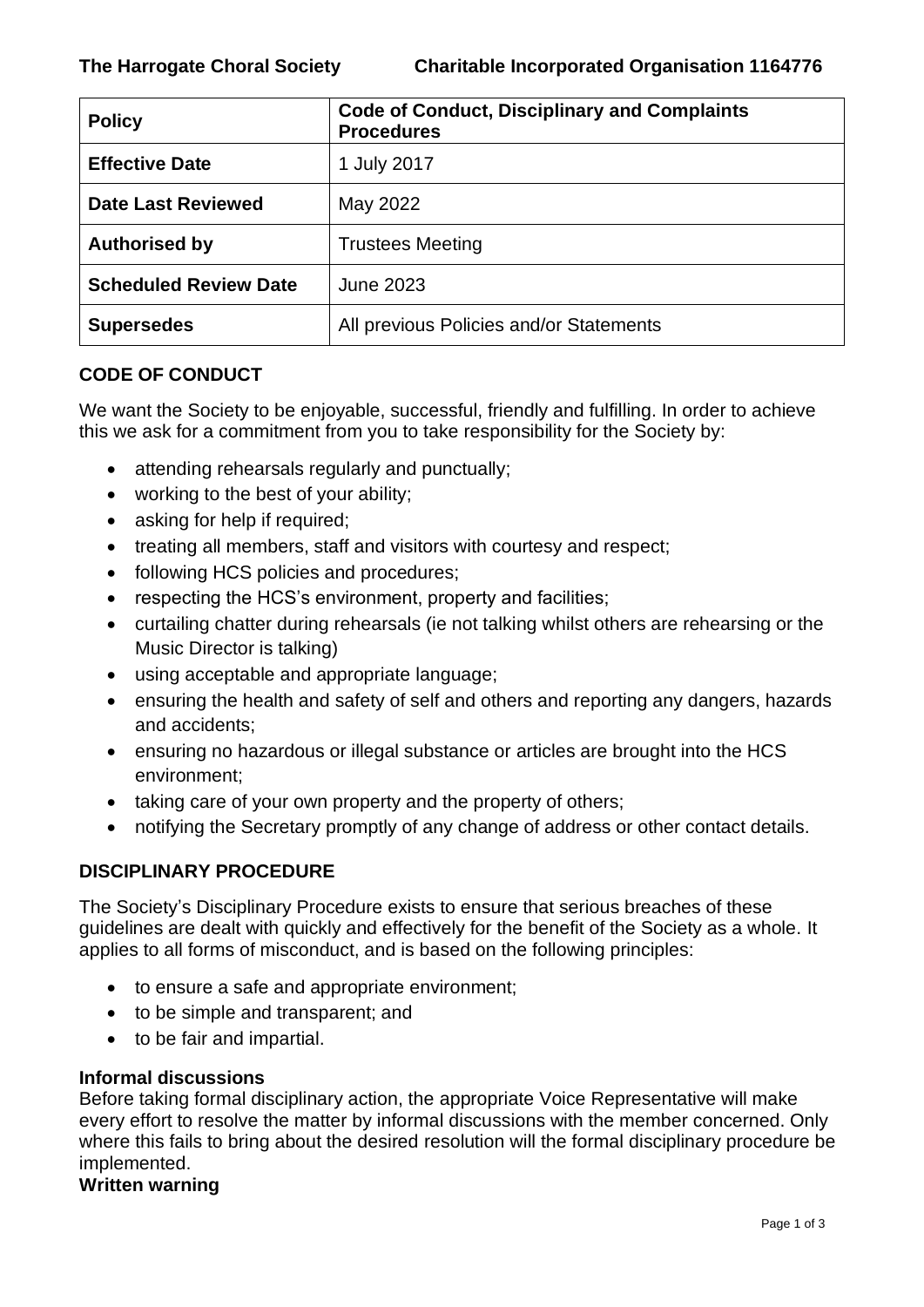**The Harrogate Choral Society** **Charitable Incorporated Organisation 1164776**

| **Policy** | **Code of Conduct, Disciplinary and Complaints Procedures** |
|---|---|
| **Effective Date** | 1 July 2017 |
| **Date Last Reviewed** | May 2022 |
| **Authorised by** | Trustees Meeting |
| **Scheduled Review Date** | June 2023 |
| **Supersedes** | All previous Policies and/or Statements |

## CODE OF CONDUCT

We want the Society to be enjoyable, successful, friendly and fulfilling. In order to achieve this we ask for a commitment from you to take responsibility for the Society by:

- attending rehearsals regularly and punctually;
- working to the best of your ability;
- asking for help if required;
- treating all members, staff and visitors with courtesy and respect;
- following HCS policies and procedures;
- respecting the HCS's environment, property and facilities;
- curtailing chatter during rehearsals (ie not talking whilst others are rehearsing or the Music Director is talking)
- using acceptable and appropriate language;
- ensuring the health and safety of self and others and reporting any dangers, hazards and accidents;
- ensuring no hazardous or illegal substance or articles are brought into the HCS environment;
- taking care of your own property and the property of others;
- notifying the Secretary promptly of any change of address or other contact details.

## DISCIPLINARY PROCEDURE

The Society's Disciplinary Procedure exists to ensure that serious breaches of these guidelines are dealt with quickly and effectively for the benefit of the Society as a whole. It applies to all forms of misconduct, and is based on the following principles:

- to ensure a safe and appropriate environment;
- to be simple and transparent; and
- to be fair and impartial.

**Informal discussions**
Before taking formal disciplinary action, the appropriate Voice Representative will make every effort to resolve the matter by informal discussions with the member concerned. Only where this fails to bring about the desired resolution will the formal disciplinary procedure be implemented.

**Written warning**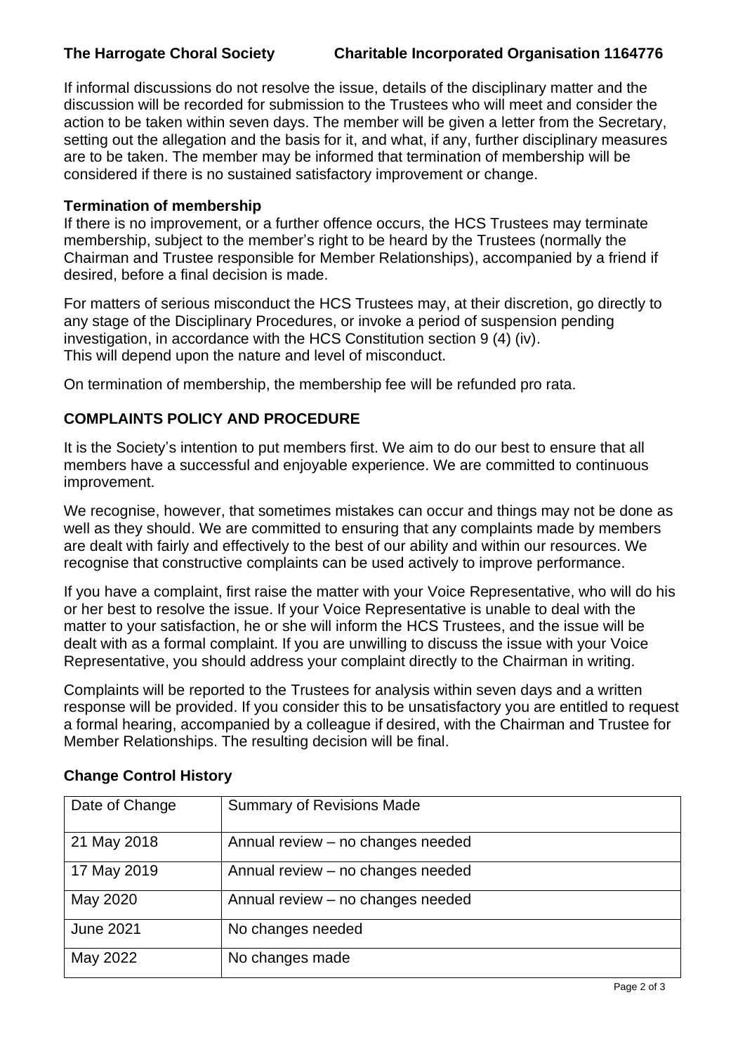If informal discussions do not resolve the issue, details of the disciplinary matter and the discussion will be recorded for submission to the Trustees who will meet and consider the action to be taken within seven days. The member will be given a letter from the Secretary, setting out the allegation and the basis for it, and what, if any, further disciplinary measures are to be taken. The member may be informed that termination of membership will be considered if there is no sustained satisfactory improvement or change.

**Termination of membership**

If there is no improvement, or a further offence occurs, the HCS Trustees may terminate membership, subject to the member's right to be heard by the Trustees (normally the Chairman and Trustee responsible for Member Relationships), accompanied by a friend if desired, before a final decision is made.

For matters of serious misconduct the HCS Trustees may, at their discretion, go directly to any stage of the Disciplinary Procedures, or invoke a period of suspension pending investigation, in accordance with the HCS Constitution section 9 (4) (iv).
This will depend upon the nature and level of misconduct.

On termination of membership, the membership fee will be refunded pro rata.

## COMPLAINTS POLICY AND PROCEDURE

It is the Society's intention to put members first. We aim to do our best to ensure that all members have a successful and enjoyable experience. We are committed to continuous improvement.

We recognise, however, that sometimes mistakes can occur and things may not be done as well as they should. We are committed to ensuring that any complaints made by members are dealt with fairly and effectively to the best of our ability and within our resources. We recognise that constructive complaints can be used actively to improve performance.

If you have a complaint, first raise the matter with your Voice Representative, who will do his or her best to resolve the issue. If your Voice Representative is unable to deal with the matter to your satisfaction, he or she will inform the HCS Trustees, and the issue will be dealt with as a formal complaint. If you are unwilling to discuss the issue with your Voice Representative, you should address your complaint directly to the Chairman in writing.

Complaints will be reported to the Trustees for analysis within seven days and a written response will be provided. If you consider this to be unsatisfactory you are entitled to request a formal hearing, accompanied by a colleague if desired, with the Chairman and Trustee for Member Relationships. The resulting decision will be final.

**Change Control History**

| Date of Change | Summary of Revisions Made |
|---|---|
| 21 May 2018 | Annual review – no changes needed |
| 17 May 2019 | Annual review – no changes needed |
| May 2020 | Annual review – no changes needed |
| June 2021 | No changes needed |
| May 2022 | No changes made |